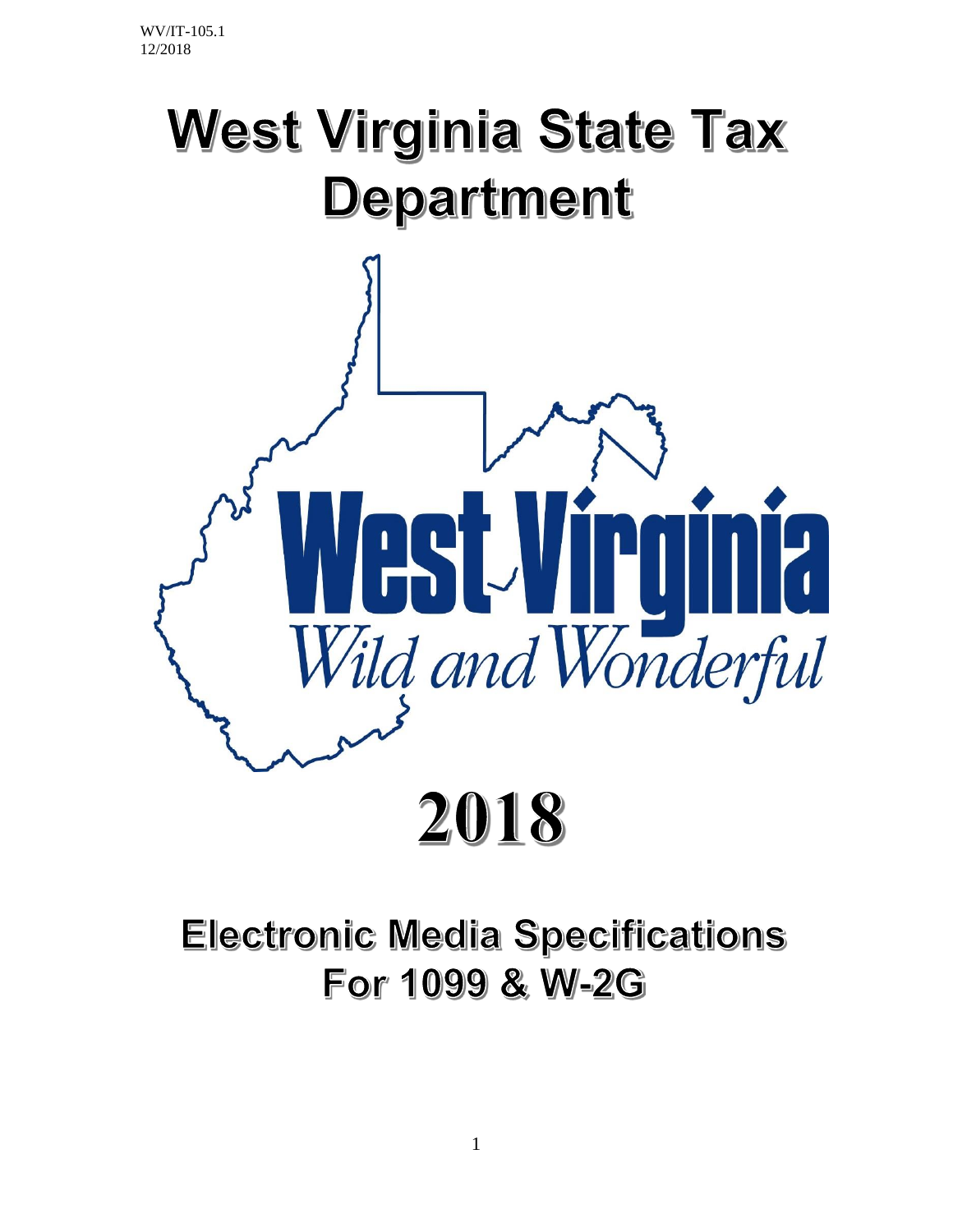WV/IT-105.1
12/2018

# West Virginia State Tax Department

West Virginia
*Wild and Wonderful*

# 2018

## Electronic Media Specifications For 1099 & W-2G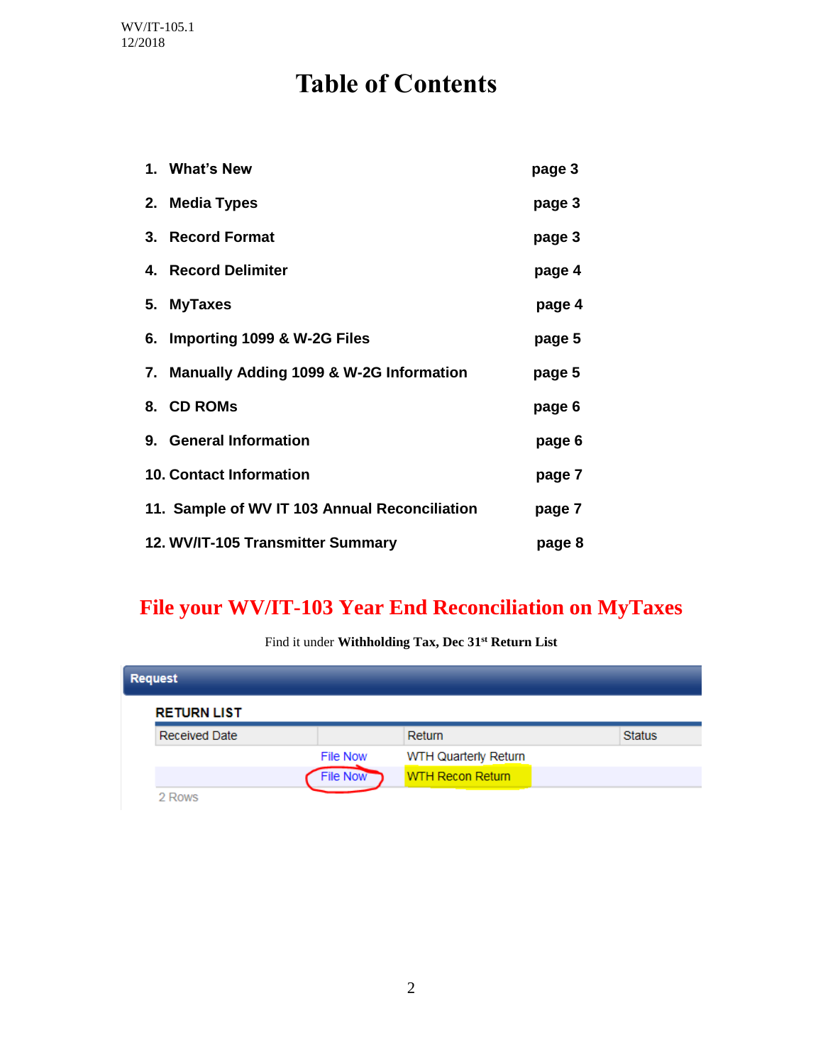WV/IT-105.1
12/2018

# Table of Contents

| | |
|---|---|
| 1. What's New | page 3 |
| 2. Media Types | page 3 |
| 3. Record Format | page 3 |
| 4. Record Delimiter | page 4 |
| 5. MyTaxes | page 4 |
| 6. Importing 1099 & W-2G Files | page 5 |
| 7. Manually Adding 1099 & W-2G Information | page 5 |
| 8. CD ROMs | page 6 |
| 9. General Information | page 6 |
| 10. Contact Information | page 7 |
| 11. Sample of WV IT 103 Annual Reconciliation | page 7 |
| 12. WV/IT-105 Transmitter Summary | page 8 |

## File your WV/IT-103 Year End Reconciliation on MyTaxes

Find it under **Withholding Tax, Dec 31st Return List**

**Request**

**RETURN LIST**

| Received Date | | Return | Status |
|---|---|---|---|
| | File Now | WTH Quarterly Return | |
| | File Now | WTH Recon Return | |

2 Rows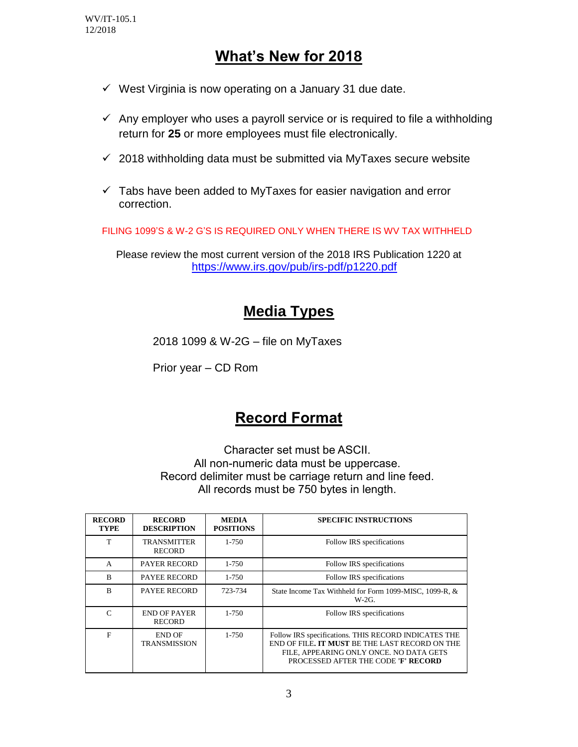WV/IT-105.1
12/2018

# What's New for 2018

- ✓ West Virginia is now operating on a January 31 due date.
- ✓ Any employer who uses a payroll service or is required to file a withholding return for **25** or more employees must file electronically.
- ✓ 2018 withholding data must be submitted via MyTaxes secure website
- ✓ Tabs have been added to MyTaxes for easier navigation and error correction.

FILING 1099'S & W-2 G'S IS REQUIRED ONLY WHEN THERE IS WV TAX WITHHELD

Please review the most current version of the 2018 IRS Publication 1220 at https://www.irs.gov/pub/irs-pdf/p1220.pdf

# Media Types

2018 1099 & W-2G – file on MyTaxes

Prior year – CD Rom

# Record Format

Character set must be ASCII.
All non-numeric data must be uppercase.
Record delimiter must be carriage return and line feed.
All records must be 750 bytes in length.

| RECORD TYPE | RECORD DESCRIPTION | MEDIA POSITIONS | SPECIFIC INSTRUCTIONS |
|---|---|---|---|
| T | TRANSMITTER RECORD | 1-750 | Follow IRS specifications |
| A | PAYER RECORD | 1-750 | Follow IRS specifications |
| B | PAYEE RECORD | 1-750 | Follow IRS specifications |
| B | PAYEE RECORD | 723-734 | State Income Tax Withheld for Form 1099-MISC, 1099-R, & W-2G. |
| C | END OF PAYER RECORD | 1-750 | Follow IRS specifications |
| F | END OF TRANSMISSION | 1-750 | Follow IRS specifications. THIS RECORD INDICATES THE END OF FILE. **IT MUST** BE THE LAST RECORD ON THE FILE, APPEARING ONLY ONCE. NO DATA GETS PROCESSED AFTER THE CODE **'F' RECORD** |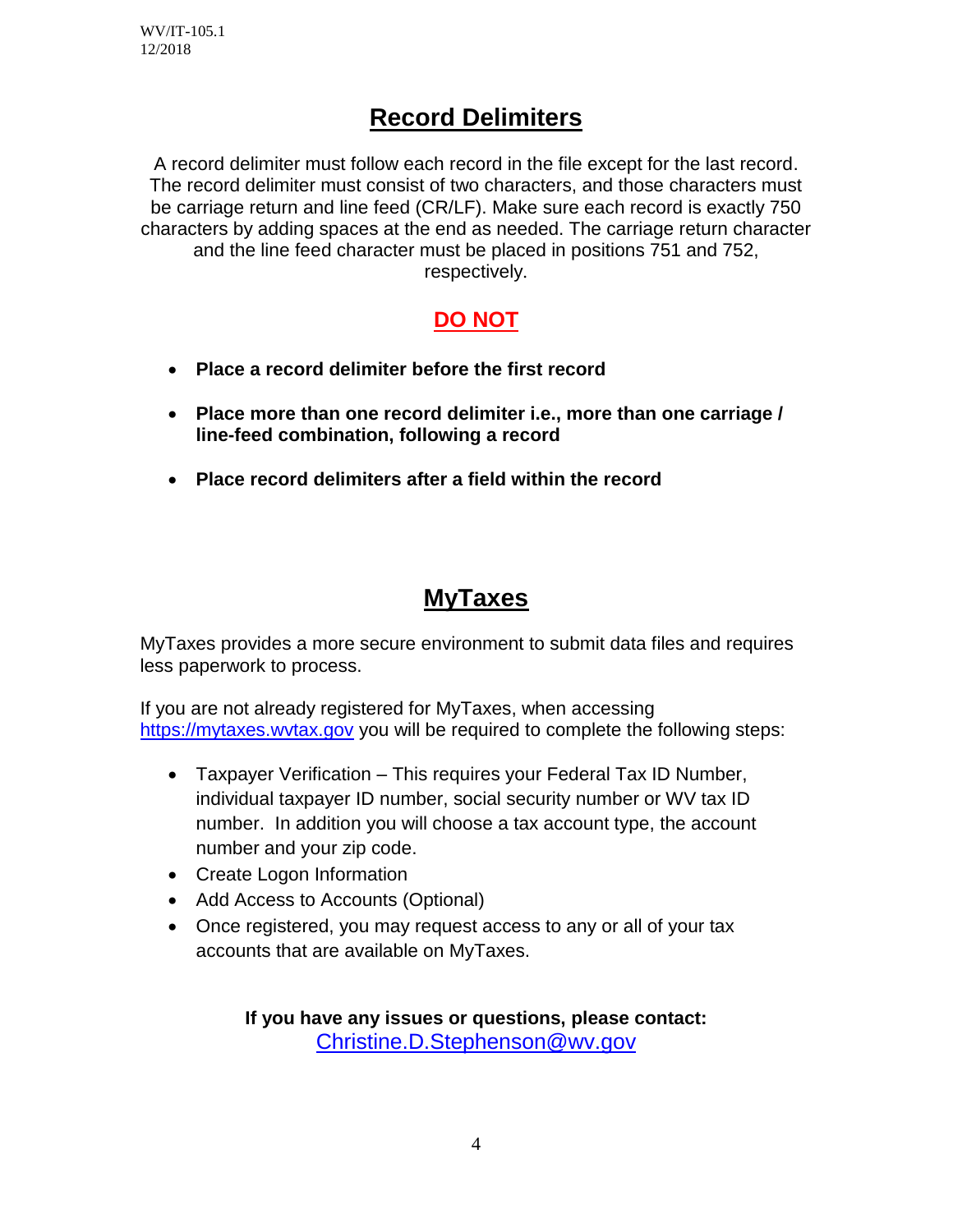## Record Delimiters

A record delimiter must follow each record in the file except for the last record. The record delimiter must consist of two characters, and those characters must be carriage return and line feed (CR/LF). Make sure each record is exactly 750 characters by adding spaces at the end as needed. The carriage return character and the line feed character must be placed in positions 751 and 752, respectively.

### DO NOT

- **Place a record delimiter before the first record**
- **Place more than one record delimiter i.e., more than one carriage / line-feed combination, following a record**
- **Place record delimiters after a field within the record**

## MyTaxes

MyTaxes provides a more secure environment to submit data files and requires less paperwork to process.

If you are not already registered for MyTaxes, when accessing https://mytaxes.wvtax.gov you will be required to complete the following steps:

- Taxpayer Verification – This requires your Federal Tax ID Number, individual taxpayer ID number, social security number or WV tax ID number. In addition you will choose a tax account type, the account number and your zip code.
- Create Logon Information
- Add Access to Accounts (Optional)
- Once registered, you may request access to any or all of your tax accounts that are available on MyTaxes.

**If you have any issues or questions, please contact:**
Christine.D.Stephenson@wv.gov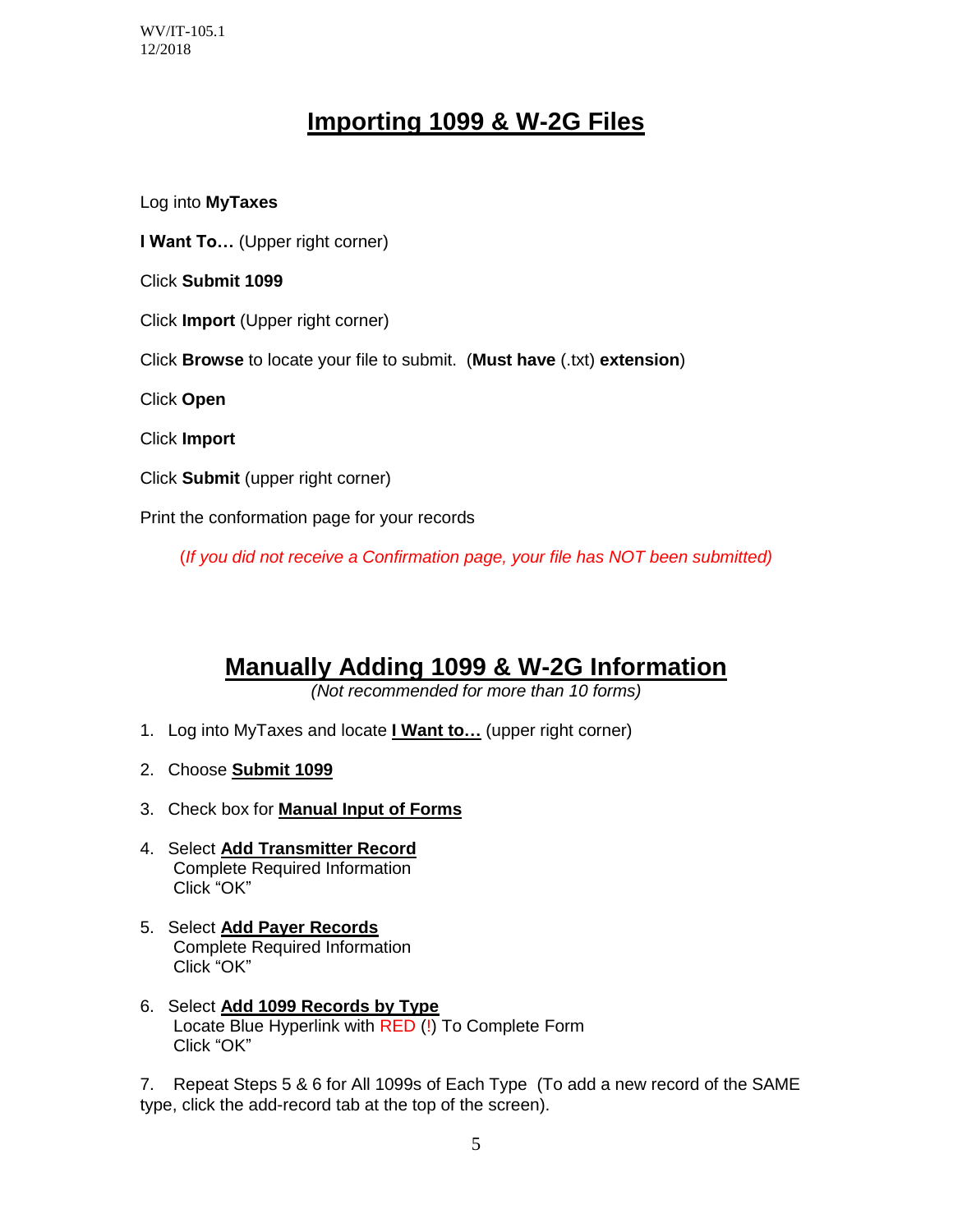# Importing 1099 & W-2G Files

Log into **MyTaxes**

**I Want To…** (Upper right corner)

Click **Submit 1099**

Click **Import** (Upper right corner)

Click **Browse** to locate your file to submit. (**Must have** (.txt) **extension**)

Click **Open**

Click **Import**

Click **Submit** (upper right corner)

Print the conformation page for your records

*(If you did not receive a Confirmation page, your file has NOT been submitted)*

# Manually Adding 1099 & W-2G Information

*(Not recommended for more than 10 forms)*

1. Log into MyTaxes and locate **I Want to…** (upper right corner)
2. Choose **Submit 1099**
3. Check box for **Manual Input of Forms**
4. Select **Add Transmitter Record**
   Complete Required Information
   Click "OK"
5. Select **Add Payer Records**
   Complete Required Information
   Click "OK"
6. Select **Add 1099 Records by Type**
   Locate Blue Hyperlink with RED (!) To Complete Form
   Click "OK"
7. Repeat Steps 5 & 6 for All 1099s of Each Type (To add a new record of the SAME type, click the add-record tab at the top of the screen).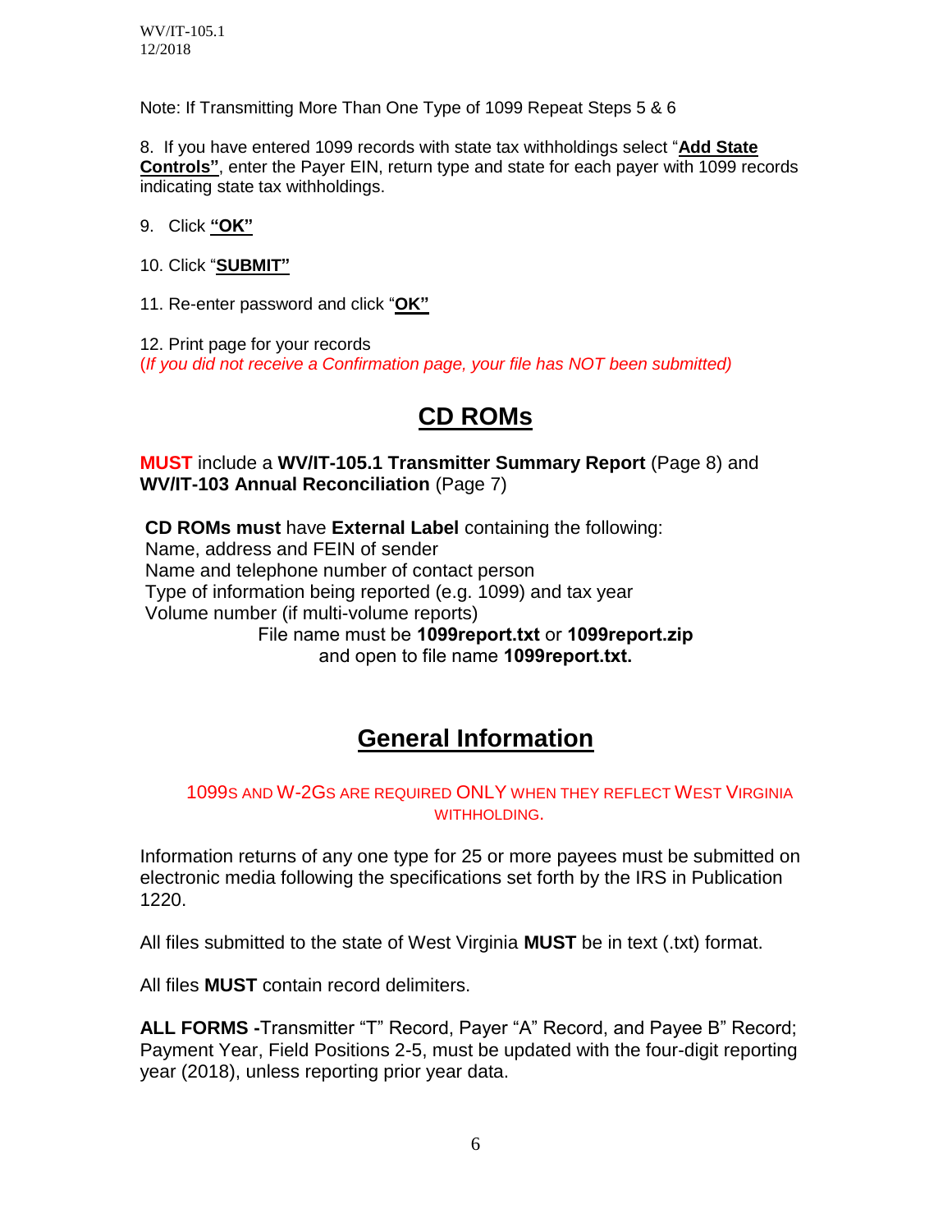Note: If Transmitting More Than One Type of 1099 Repeat Steps 5 & 6

8. If you have entered 1099 records with state tax withholdings select "**Add State Controls**", enter the Payer EIN, return type and state for each payer with 1099 records indicating state tax withholdings.

9. Click **"OK"**

10. Click "**SUBMIT"**

11. Re-enter password and click "**OK"**

12. Print page for your records
(*If you did not receive a Confirmation page, your file has NOT been submitted)*

# CD ROMs

**MUST** include a **WV/IT-105.1 Transmitter Summary Report** (Page 8) and **WV/IT-103 Annual Reconciliation** (Page 7)

**CD ROMs must** have **External Label** containing the following:
Name, address and FEIN of sender
Name and telephone number of contact person
Type of information being reported (e.g. 1099) and tax year
Volume number (if multi-volume reports)
File name must be **1099report.txt** or **1099report.zip** and open to file name **1099report.txt.**

# General Information

1099S AND W-2GS ARE REQUIRED ONLY WHEN THEY REFLECT WEST VIRGINIA WITHHOLDING.

Information returns of any one type for 25 or more payees must be submitted on electronic media following the specifications set forth by the IRS in Publication 1220.

All files submitted to the state of West Virginia **MUST** be in text (.txt) format.

All files **MUST** contain record delimiters.

**ALL FORMS -**Transmitter "T" Record, Payer "A" Record, and Payee B" Record; Payment Year, Field Positions 2-5, must be updated with the four-digit reporting year (2018), unless reporting prior year data.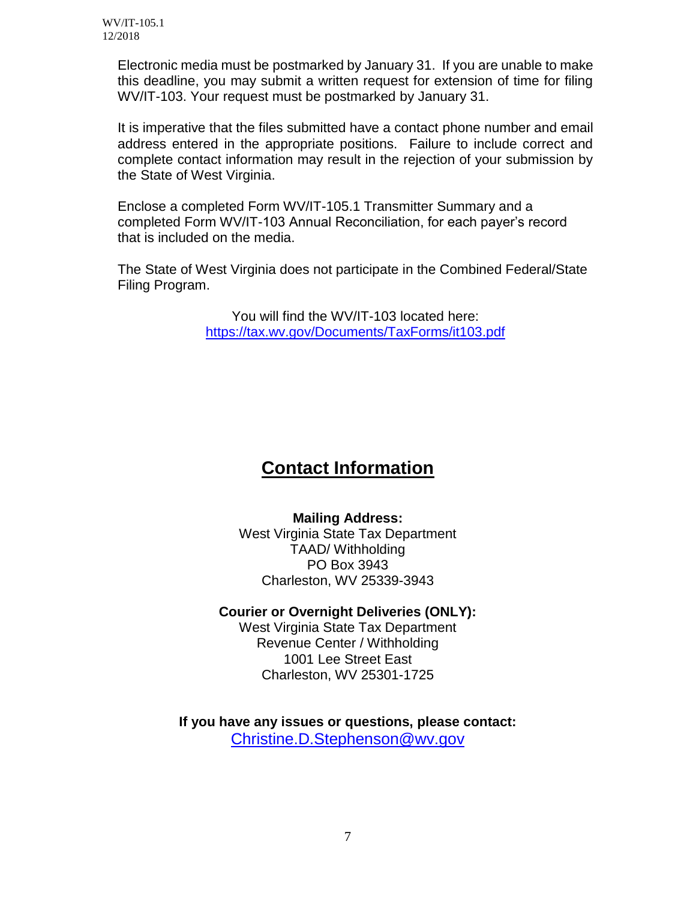Electronic media must be postmarked by January 31. If you are unable to make this deadline, you may submit a written request for extension of time for filing WV/IT-103. Your request must be postmarked by January 31.

It is imperative that the files submitted have a contact phone number and email address entered in the appropriate positions. Failure to include correct and complete contact information may result in the rejection of your submission by the State of West Virginia.

Enclose a completed Form WV/IT-105.1 Transmitter Summary and a completed Form WV/IT-103 Annual Reconciliation, for each payer's record that is included on the media.

The State of West Virginia does not participate in the Combined Federal/State Filing Program.

You will find the WV/IT-103 located here:
https://tax.wv.gov/Documents/TaxForms/it103.pdf

## Contact Information

**Mailing Address:**
West Virginia State Tax Department
TAAD/ Withholding
PO Box 3943
Charleston, WV 25339-3943

**Courier or Overnight Deliveries (ONLY):**
West Virginia State Tax Department
Revenue Center / Withholding
1001 Lee Street East
Charleston, WV 25301-1725

**If you have any issues or questions, please contact:**
Christine.D.Stephenson@wv.gov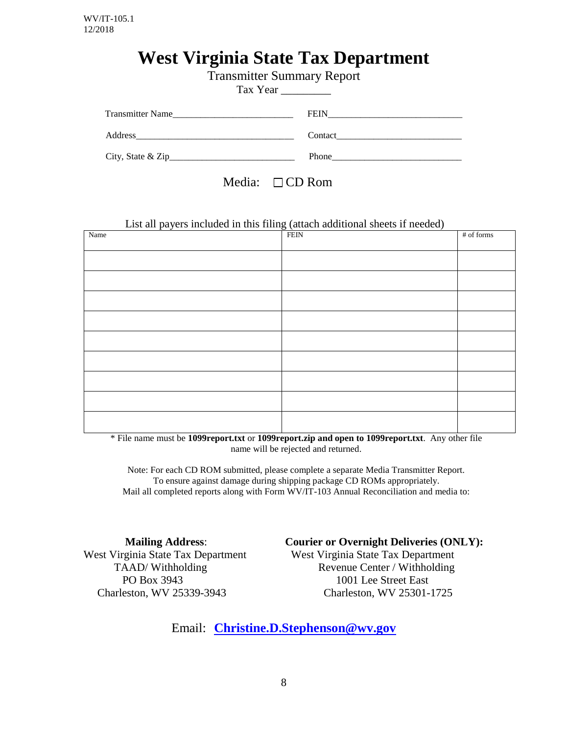WV/IT-105.1
12/2018

# West Virginia State Tax Department

Transmitter Summary Report

Tax Year _________

Transmitter Name__________________________ FEIN_____________________________

Address__________________________________ Contact___________________________

City, State & Zip___________________________ Phone____________________________

Media: ☐ CD Rom

List all payers included in this filing (attach additional sheets if needed)

| Name | FEIN | # of forms |
|---|---|---|
| | | |
| | | |
| | | |
| | | |
| | | |
| | | |
| | | |
| | | |
| | | |

* File name must be **1099report.txt** or **1099report.zip and open to 1099report.txt**. Any other file name will be rejected and returned.

Note: For each CD ROM submitted, please complete a separate Media Transmitter Report.
To ensure against damage during shipping package CD ROMs appropriately.
Mail all completed reports along with Form WV/IT-103 Annual Reconciliation and media to:

**Mailing Address**:
West Virginia State Tax Department
TAAD/ Withholding
PO Box 3943
Charleston, WV 25339-3943

**Courier or Overnight Deliveries (ONLY):**
West Virginia State Tax Department
Revenue Center / Withholding
1001 Lee Street East
Charleston, WV 25301-1725

Email: **Christine.D.Stephenson@wv.gov**